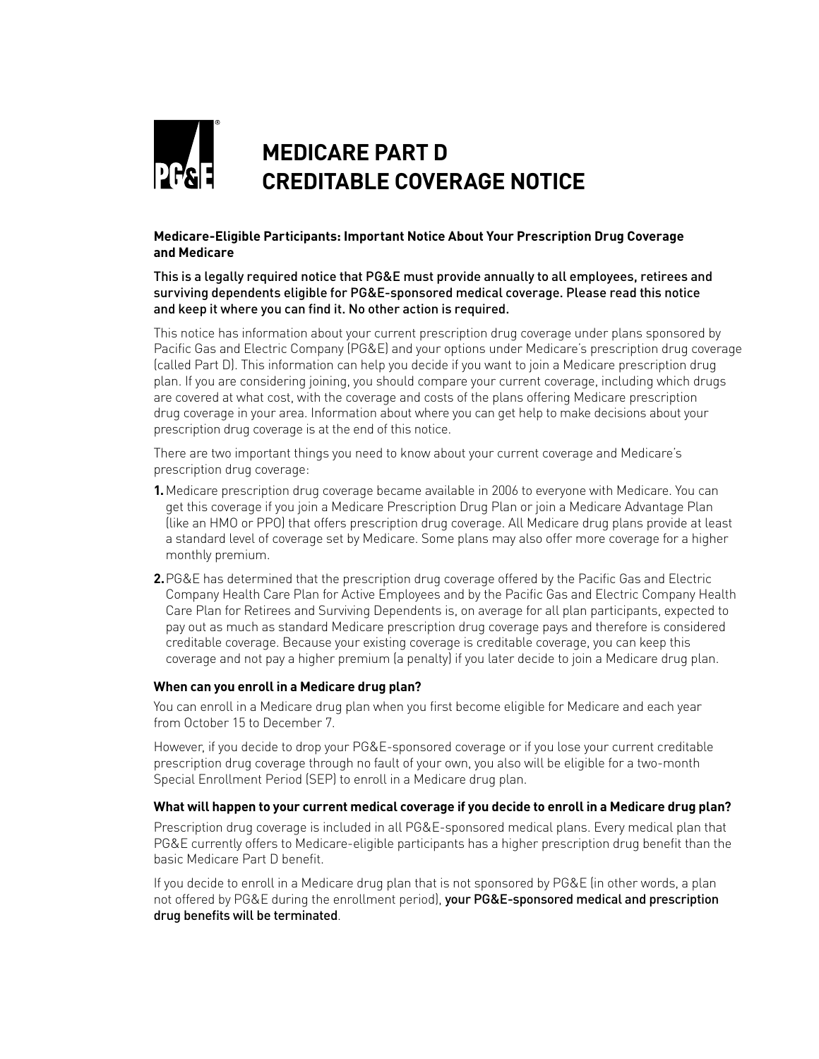# MEDICARE PART D CREDITABLE COVERAGE NOTICE

**Medicare-Eligible Participants: Important Notice About Your Prescription Drug Coverage and Medicare**

This is a legally required notice that PG&E must provide annually to all employees, retirees and surviving dependents eligible for PG&E-sponsored medical coverage. Please read this notice and keep it where you can find it. No other action is required.

This notice has information about your current prescription drug coverage under plans sponsored by Pacific Gas and Electric Company (PG&E) and your options under Medicare's prescription drug coverage (called Part D). This information can help you decide if you want to join a Medicare prescription drug plan. If you are considering joining, you should compare your current coverage, including which drugs are covered at what cost, with the coverage and costs of the plans offering Medicare prescription drug coverage in your area. Information about where you can get help to make decisions about your prescription drug coverage is at the end of this notice.

There are two important things you need to know about your current coverage and Medicare's prescription drug coverage:

1. Medicare prescription drug coverage became available in 2006 to everyone with Medicare. You can get this coverage if you join a Medicare Prescription Drug Plan or join a Medicare Advantage Plan (like an HMO or PPO) that offers prescription drug coverage. All Medicare drug plans provide at least a standard level of coverage set by Medicare. Some plans may also offer more coverage for a higher monthly premium.
2. PG&E has determined that the prescription drug coverage offered by the Pacific Gas and Electric Company Health Care Plan for Active Employees and by the Pacific Gas and Electric Company Health Care Plan for Retirees and Surviving Dependents is, on average for all plan participants, expected to pay out as much as standard Medicare prescription drug coverage pays and therefore is considered creditable coverage. Because your existing coverage is creditable coverage, you can keep this coverage and not pay a higher premium (a penalty) if you later decide to join a Medicare drug plan.

### When can you enroll in a Medicare drug plan?

You can enroll in a Medicare drug plan when you first become eligible for Medicare and each year from October 15 to December 7.

However, if you decide to drop your PG&E-sponsored coverage or if you lose your current creditable prescription drug coverage through no fault of your own, you also will be eligible for a two-month Special Enrollment Period (SEP) to enroll in a Medicare drug plan.

### What will happen to your current medical coverage if you decide to enroll in a Medicare drug plan?

Prescription drug coverage is included in all PG&E-sponsored medical plans. Every medical plan that PG&E currently offers to Medicare-eligible participants has a higher prescription drug benefit than the basic Medicare Part D benefit.

If you decide to enroll in a Medicare drug plan that is not sponsored by PG&E (in other words, a plan not offered by PG&E during the enrollment period), **your PG&E-sponsored medical and prescription drug benefits will be terminated**.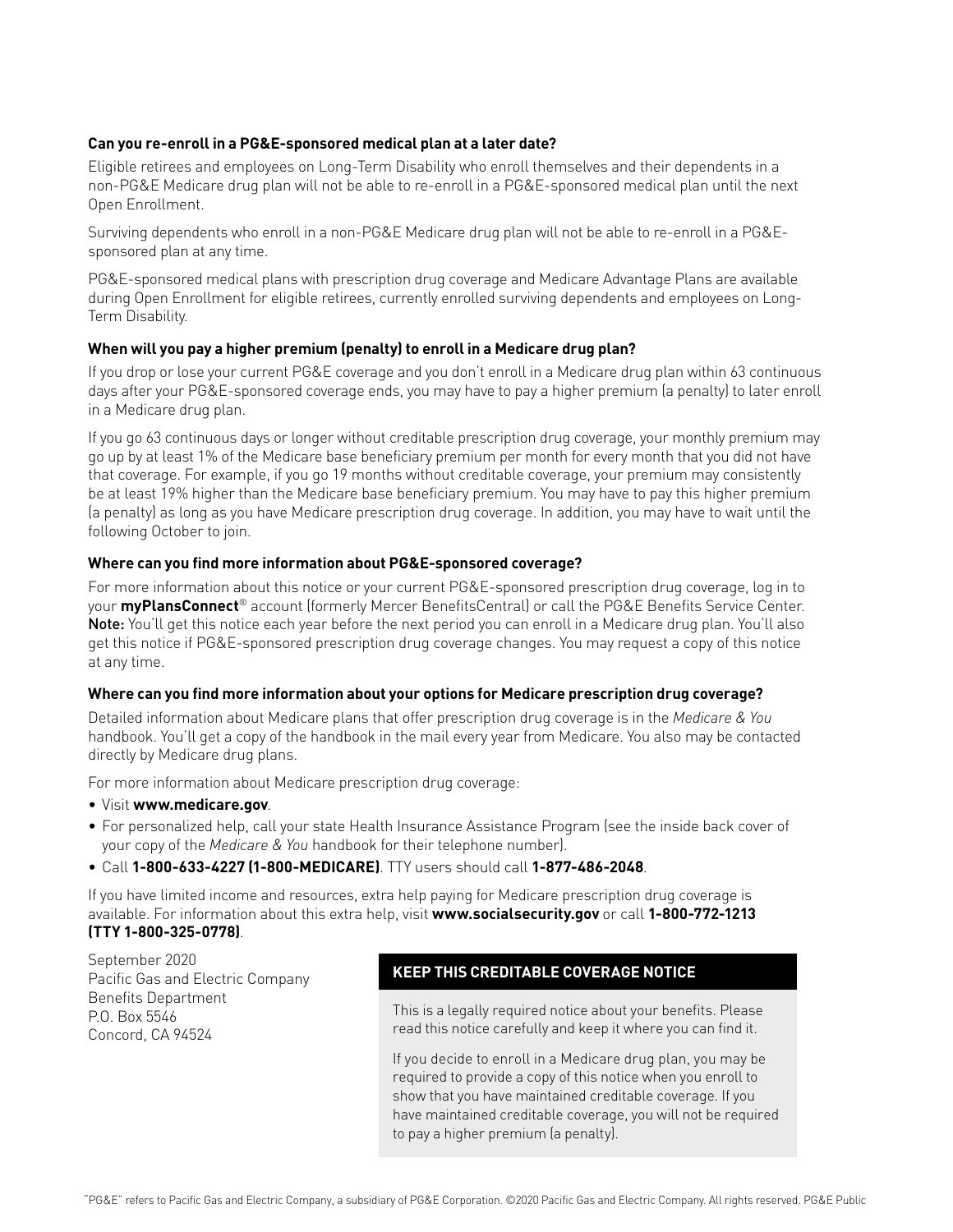### Can you re-enroll in a PG&E-sponsored medical plan at a later date?

Eligible retirees and employees on Long-Term Disability who enroll themselves and their dependents in a non-PG&E Medicare drug plan will not be able to re-enroll in a PG&E-sponsored medical plan until the next Open Enrollment.

Surviving dependents who enroll in a non-PG&E Medicare drug plan will not be able to re-enroll in a PG&E-sponsored plan at any time.

PG&E-sponsored medical plans with prescription drug coverage and Medicare Advantage Plans are available during Open Enrollment for eligible retirees, currently enrolled surviving dependents and employees on Long-Term Disability.

### When will you pay a higher premium (penalty) to enroll in a Medicare drug plan?

If you drop or lose your current PG&E coverage and you don't enroll in a Medicare drug plan within 63 continuous days after your PG&E-sponsored coverage ends, you may have to pay a higher premium (a penalty) to later enroll in a Medicare drug plan.

If you go 63 continuous days or longer without creditable prescription drug coverage, your monthly premium may go up by at least 1% of the Medicare base beneficiary premium per month for every month that you did not have that coverage. For example, if you go 19 months without creditable coverage, your premium may consistently be at least 19% higher than the Medicare base beneficiary premium. You may have to pay this higher premium (a penalty) as long as you have Medicare prescription drug coverage. In addition, you may have to wait until the following October to join.

### Where can you find more information about PG&E-sponsored coverage?

For more information about this notice or your current PG&E-sponsored prescription drug coverage, log in to your **myPlansConnect**® account (formerly Mercer BenefitsCentral) or call the PG&E Benefits Service Center. **Note:** You'll get this notice each year before the next period you can enroll in a Medicare drug plan. You'll also get this notice if PG&E-sponsored prescription drug coverage changes. You may request a copy of this notice at any time.

### Where can you find more information about your options for Medicare prescription drug coverage?

Detailed information about Medicare plans that offer prescription drug coverage is in the *Medicare & You* handbook. You'll get a copy of the handbook in the mail every year from Medicare. You also may be contacted directly by Medicare drug plans.

For more information about Medicare prescription drug coverage:

- Visit **www.medicare.gov**.
- For personalized help, call your state Health Insurance Assistance Program (see the inside back cover of your copy of the *Medicare & You* handbook for their telephone number).
- Call **1-800-633-4227 (1-800-MEDICARE)**. TTY users should call **1-877-486-2048**.

If you have limited income and resources, extra help paying for Medicare prescription drug coverage is available. For information about this extra help, visit **www.socialsecurity.gov** or call **1-800-772-1213 (TTY 1-800-325-0778)**.

September 2020
Pacific Gas and Electric Company
Benefits Department
P.O. Box 5546
Concord, CA 94524

**KEEP THIS CREDITABLE COVERAGE NOTICE**

This is a legally required notice about your benefits. Please read this notice carefully and keep it where you can find it.

If you decide to enroll in a Medicare drug plan, you may be required to provide a copy of this notice when you enroll to show that you have maintained creditable coverage. If you have maintained creditable coverage, you will not be required to pay a higher premium (a penalty).

"PG&E" refers to Pacific Gas and Electric Company, a subsidiary of PG&E Corporation. ©2020 Pacific Gas and Electric Company. All rights reserved. PG&E Public